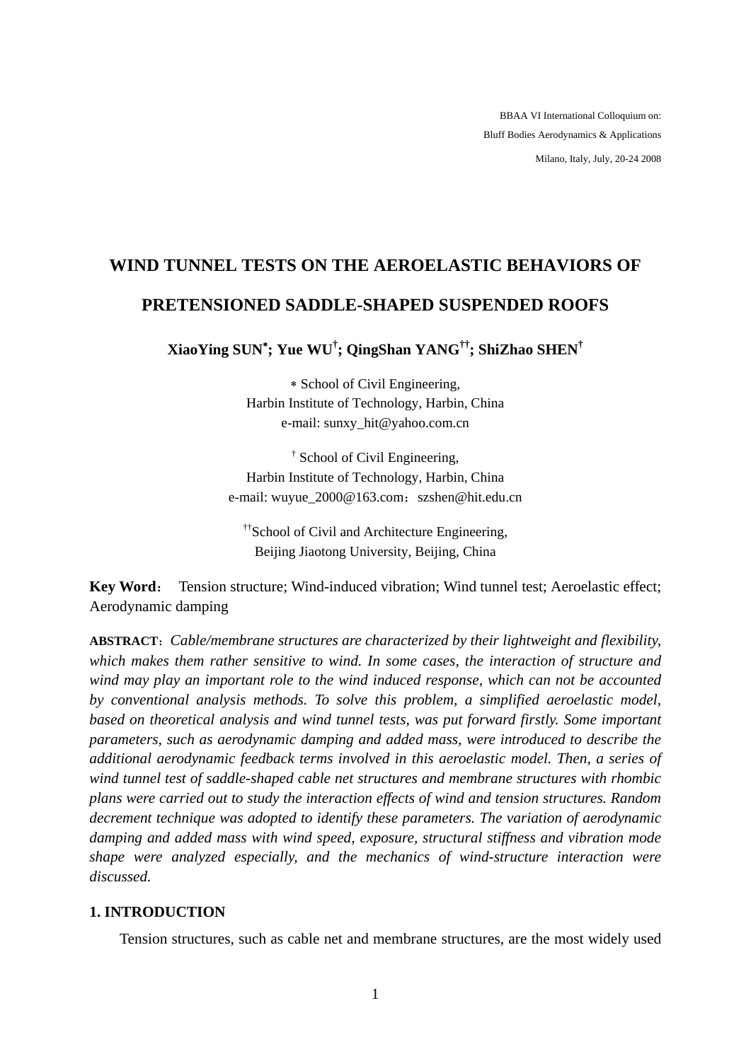BBAA VI International Colloquium on:

Bluff Bodies Aerodynamics & Applications

Milano, Italy, July, 20-24 2008

# WIND TUNNEL TESTS ON THE AEROELASTIC BEHAVIORS OF PRETENSIONED SADDLE-SHAPED SUSPENDED ROOFS

**XiaoYing SUN[*]; Yue WU[†]; QingShan YANG[††]; ShiZhao SHEN[†]**

[*] School of Civil Engineering,
Harbin Institute of Technology, Harbin, China
e-mail: sunxy_hit@yahoo.com.cn

[†] School of Civil Engineering,
Harbin Institute of Technology, Harbin, China
e-mail: wuyue_2000@163.com；szshen@hit.edu.cn

[††]School of Civil and Architecture Engineering,
Beijing Jiaotong University, Beijing, China

**Key Word**： Tension structure; Wind-induced vibration; Wind tunnel test; Aeroelastic effect; Aerodynamic damping

**ABSTRACT**：*Cable/membrane structures are characterized by their lightweight and flexibility, which makes them rather sensitive to wind. In some cases, the interaction of structure and wind may play an important role to the wind induced response, which can not be accounted by conventional analysis methods. To solve this problem, a simplified aeroelastic model, based on theoretical analysis and wind tunnel tests, was put forward firstly. Some important parameters, such as aerodynamic damping and added mass, were introduced to describe the additional aerodynamic feedback terms involved in this aeroelastic model. Then, a series of wind tunnel test of saddle-shaped cable net structures and membrane structures with rhombic plans were carried out to study the interaction effects of wind and tension structures. Random decrement technique was adopted to identify these parameters. The variation of aerodynamic damping and added mass with wind speed, exposure, structural stiffness and vibration mode shape were analyzed especially, and the mechanics of wind-structure interaction were discussed.*

## 1. INTRODUCTION

Tension structures, such as cable net and membrane structures, are the most widely used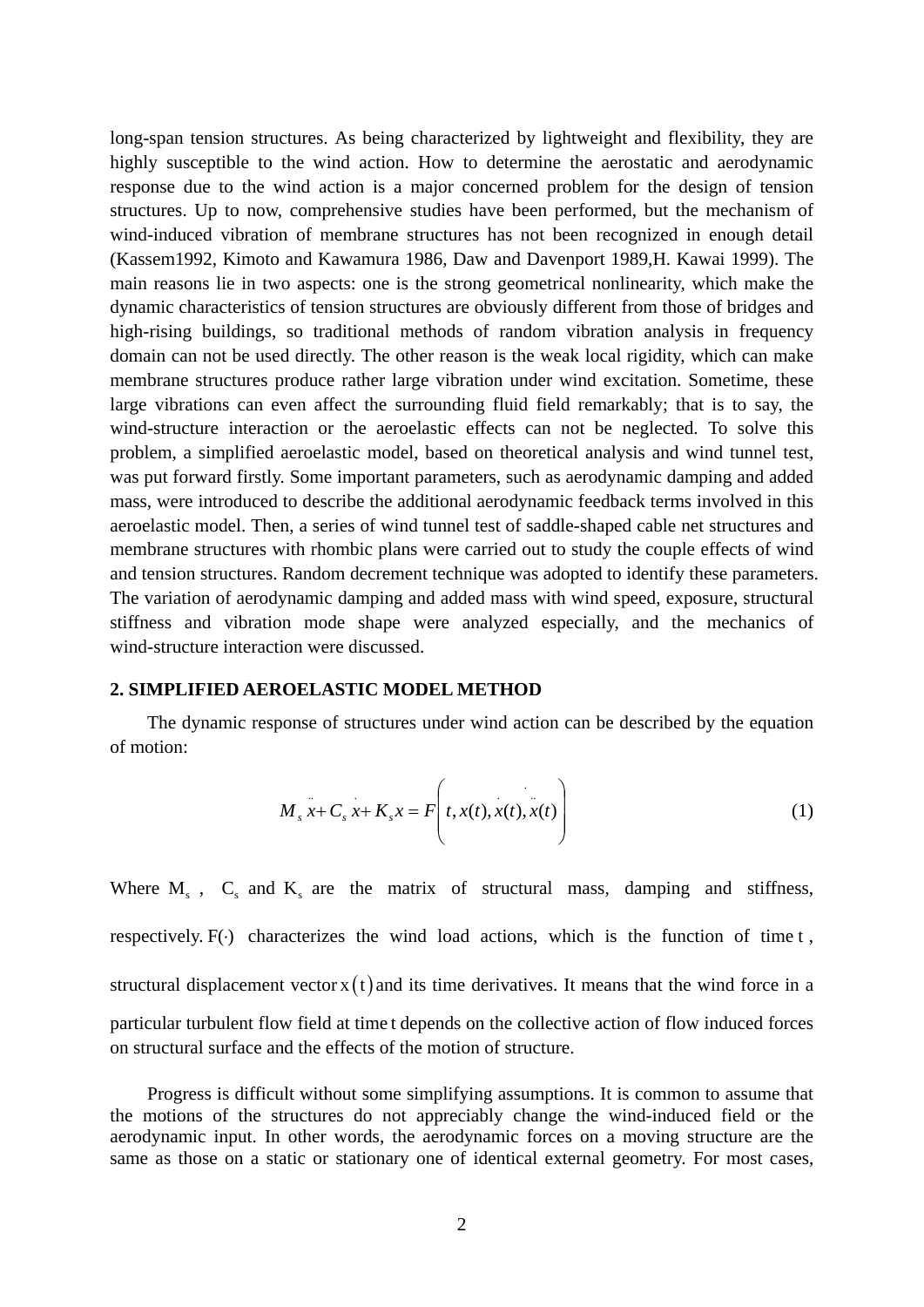long-span tension structures. As being characterized by lightweight and flexibility, they are highly susceptible to the wind action. How to determine the aerostatic and aerodynamic response due to the wind action is a major concerned problem for the design of tension structures. Up to now, comprehensive studies have been performed, but the mechanism of wind-induced vibration of membrane structures has not been recognized in enough detail (Kassem1992, Kimoto and Kawamura 1986, Daw and Davenport 1989,H. Kawai 1999). The main reasons lie in two aspects: one is the strong geometrical nonlinearity, which make the dynamic characteristics of tension structures are obviously different from those of bridges and high-rising buildings, so traditional methods of random vibration analysis in frequency domain can not be used directly. The other reason is the weak local rigidity, which can make membrane structures produce rather large vibration under wind excitation. Sometime, these large vibrations can even affect the surrounding fluid field remarkably; that is to say, the wind-structure interaction or the aeroelastic effects can not be neglected. To solve this problem, a simplified aeroelastic model, based on theoretical analysis and wind tunnel test, was put forward firstly. Some important parameters, such as aerodynamic damping and added mass, were introduced to describe the additional aerodynamic feedback terms involved in this aeroelastic model. Then, a series of wind tunnel test of saddle-shaped cable net structures and membrane structures with rhombic plans were carried out to study the couple effects of wind and tension structures. Random decrement technique was adopted to identify these parameters. The variation of aerodynamic damping and added mass with wind speed, exposure, structural stiffness and vibration mode shape were analyzed especially, and the mechanics of wind-structure interaction were discussed.

## 2. SIMPLIFIED AEROELASTIC MODEL METHOD

The dynamic response of structures under wind action can be described by the equation of motion:

$$M_s \ddot{x} + C_s \dot{x} + K_s x = F\left(t, x(t), \dot{x}(t), \ddot{x}(t)\right) \tag{1}$$

Where $M_s$ , $C_s$ and $K_s$ are the matrix of structural mass, damping and stiffness, respectively. $F(\cdot)$ characterizes the wind load actions, which is the function of time $t$ , structural displacement vector $x(t)$ and its time derivatives. It means that the wind force in a particular turbulent flow field at time $t$ depends on the collective action of flow induced forces on structural surface and the effects of the motion of structure.

Progress is difficult without some simplifying assumptions. It is common to assume that the motions of the structures do not appreciably change the wind-induced field or the aerodynamic input. In other words, the aerodynamic forces on a moving structure are the same as those on a static or stationary one of identical external geometry. For most cases,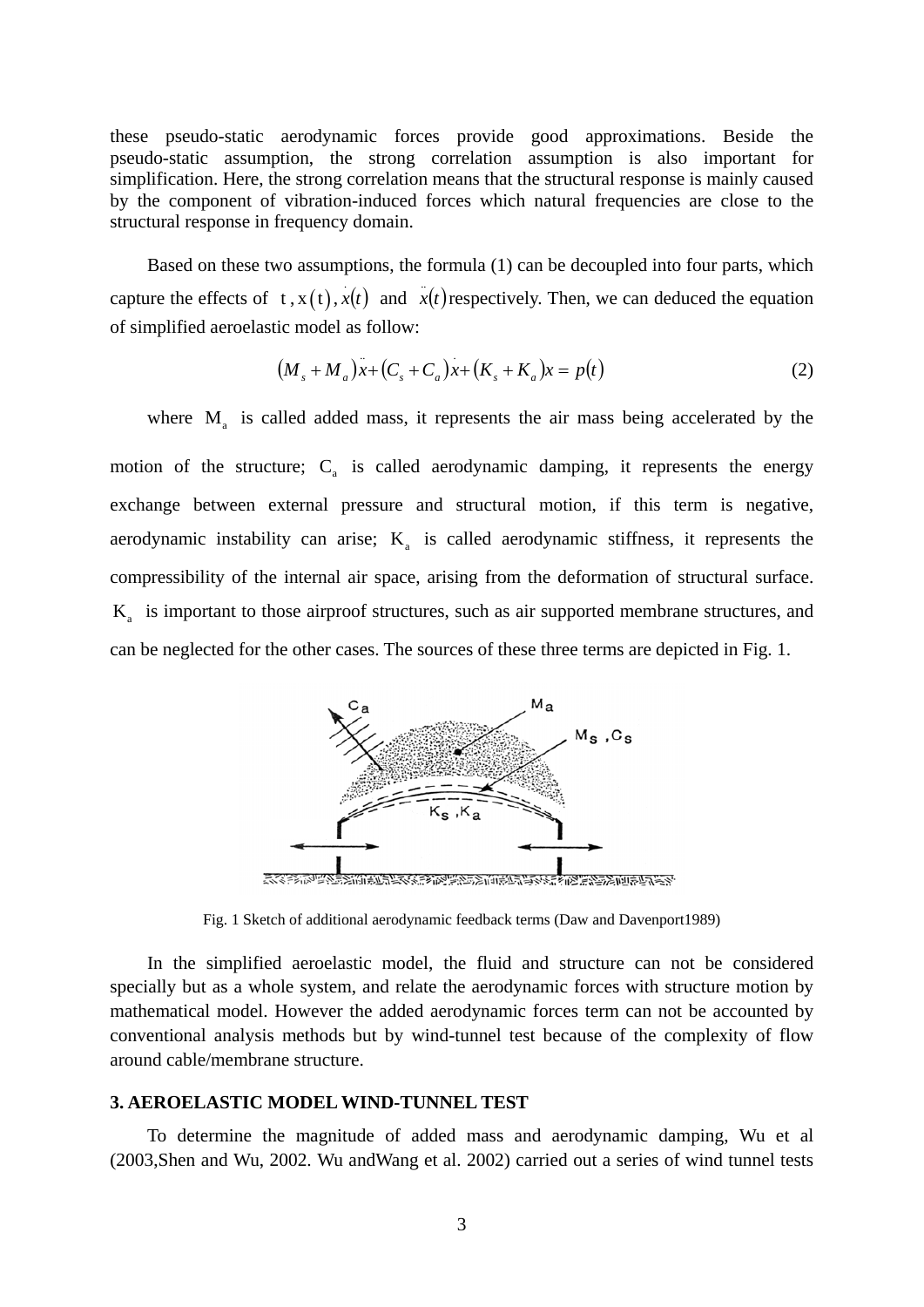these pseudo-static aerodynamic forces provide good approximations. Beside the pseudo-static assumption, the strong correlation assumption is also important for simplification. Here, the strong correlation means that the structural response is mainly caused by the component of vibration-induced forces which natural frequencies are close to the structural response in frequency domain.

Based on these two assumptions, the formula (1) can be decoupled into four parts, which capture the effects of $t$, $x(t)$, $\dot{x}(t)$ and $\ddot{x}(t)$ respectively. Then, we can deduced the equation of simplified aeroelastic model as follow:

$$(M_s + M_a)\ddot{x} + (C_s + C_a)\dot{x} + (K_s + K_a)x = p(t) \tag{2}$$

where $M_a$ is called added mass, it represents the air mass being accelerated by the motion of the structure; $C_a$ is called aerodynamic damping, it represents the energy exchange between external pressure and structural motion, if this term is negative, aerodynamic instability can arise; $K_a$ is called aerodynamic stiffness, it represents the compressibility of the internal air space, arising from the deformation of structural surface. $K_a$ is important to those airproof structures, such as air supported membrane structures, and can be neglected for the other cases. The sources of these three terms are depicted in Fig. 1.

Fig. 1 Sketch of additional aerodynamic feedback terms (Daw and Davenport1989)

In the simplified aeroelastic model, the fluid and structure can not be considered specially but as a whole system, and relate the aerodynamic forces with structure motion by mathematical model. However the added aerodynamic forces term can not be accounted by conventional analysis methods but by wind-tunnel test because of the complexity of flow around cable/membrane structure.

## 3. AEROELASTIC MODEL WIND-TUNNEL TEST

To determine the magnitude of added mass and aerodynamic damping, Wu et al (2003,Shen and Wu, 2002. Wu andWang et al. 2002) carried out a series of wind tunnel tests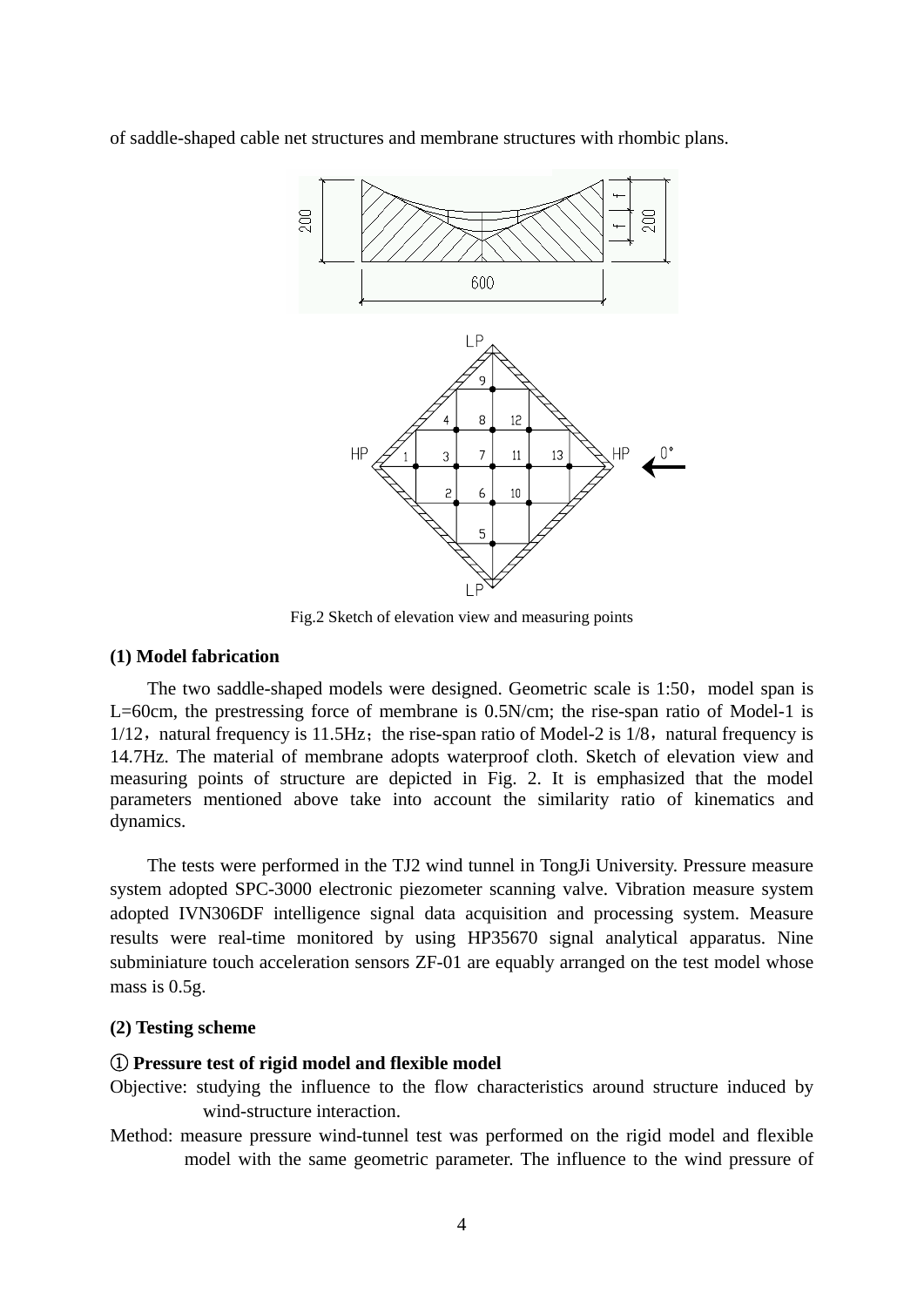of saddle-shaped cable net structures and membrane structures with rhombic plans.

Fig.2 Sketch of elevation view and measuring points

**(1) Model fabrication**

The two saddle-shaped models were designed. Geometric scale is 1:50，model span is L=60cm, the prestressing force of membrane is 0.5N/cm; the rise-span ratio of Model-1 is 1/12，natural frequency is 11.5Hz；the rise-span ratio of Model-2 is 1/8，natural frequency is 14.7Hz. The material of membrane adopts waterproof cloth. Sketch of elevation view and measuring points of structure are depicted in Fig. 2. It is emphasized that the model parameters mentioned above take into account the similarity ratio of kinematics and dynamics.

The tests were performed in the TJ2 wind tunnel in TongJi University. Pressure measure system adopted SPC-3000 electronic piezometer scanning valve. Vibration measure system adopted IVN306DF intelligence signal data acquisition and processing system. Measure results were real-time monitored by using HP35670 signal analytical apparatus. Nine subminiature touch acceleration sensors ZF-01 are equably arranged on the test model whose mass is 0.5g.

**(2) Testing scheme**

**① Pressure test of rigid model and flexible model**

Objective: studying the influence to the flow characteristics around structure induced by wind-structure interaction.

Method: measure pressure wind-tunnel test was performed on the rigid model and flexible model with the same geometric parameter. The influence to the wind pressure of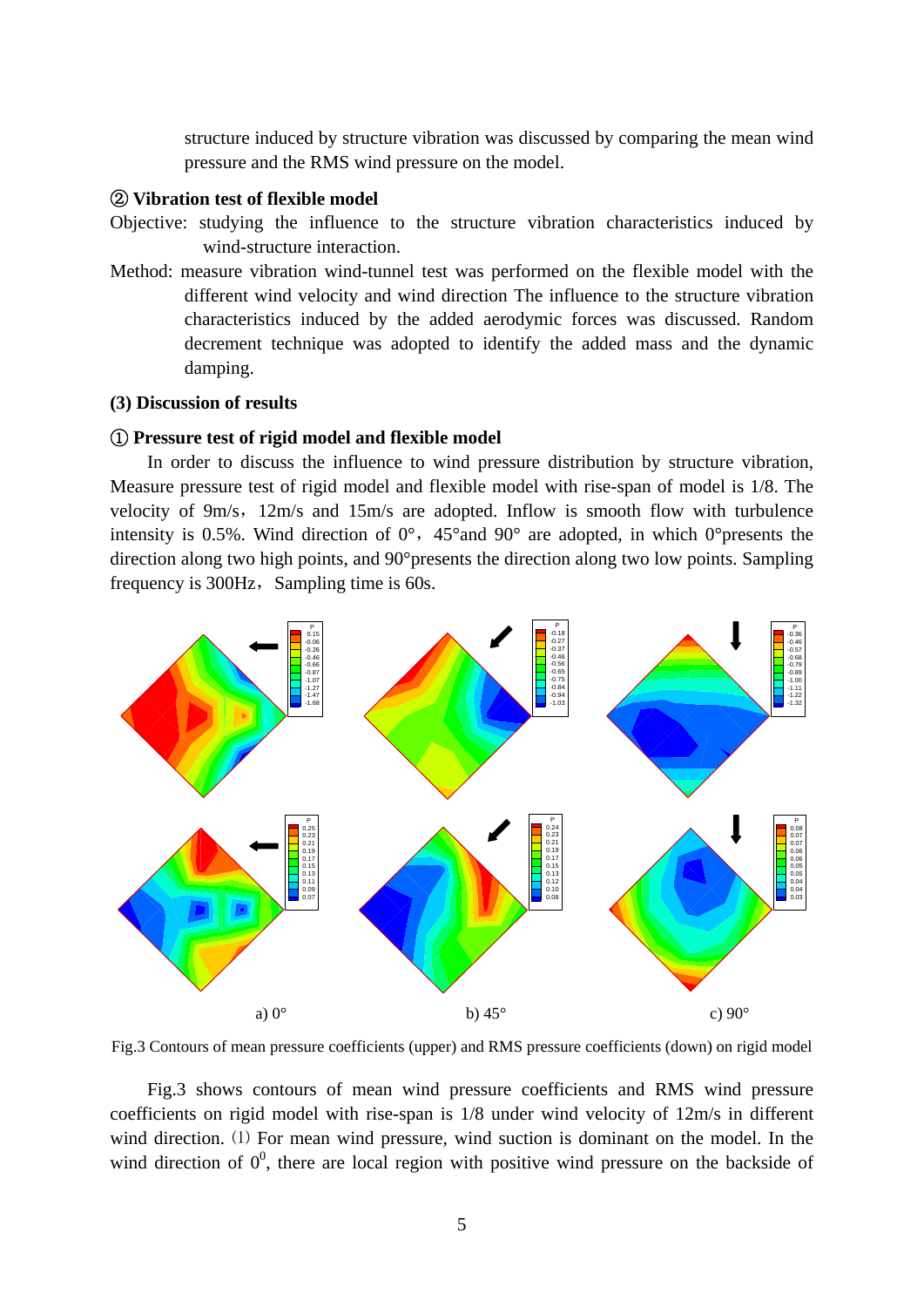structure induced by structure vibration was discussed by comparing the mean wind pressure and the RMS wind pressure on the model.

**② Vibration test of flexible model**

Objective: studying the influence to the structure vibration characteristics induced by wind-structure interaction.

Method: measure vibration wind-tunnel test was performed on the flexible model with the different wind velocity and wind direction The influence to the structure vibration characteristics induced by the added aerodymic forces was discussed. Random decrement technique was adopted to identify the added mass and the dynamic damping.

**(3) Discussion of results**

**① Pressure test of rigid model and flexible model**

In order to discuss the influence to wind pressure distribution by structure vibration, Measure pressure test of rigid model and flexible model with rise-span of model is 1/8. The velocity of 9m/s，12m/s and 15m/s are adopted. Inflow is smooth flow with turbulence intensity is 0.5%. Wind direction of 0°，45°and 90° are adopted, in which 0°presents the direction along two high points, and 90°presents the direction along two low points. Sampling frequency is 300Hz，Sampling time is 60s.

a) 0° b) 45° c) 90°

Fig.3 Contours of mean pressure coefficients (upper) and RMS pressure coefficients (down) on rigid model

Fig.3 shows contours of mean wind pressure coefficients and RMS wind pressure coefficients on rigid model with rise-span is 1/8 under wind velocity of 12m/s in different wind direction.（1）For mean wind pressure, wind suction is dominant on the model. In the wind direction of $0^0$, there are local region with positive wind pressure on the backside of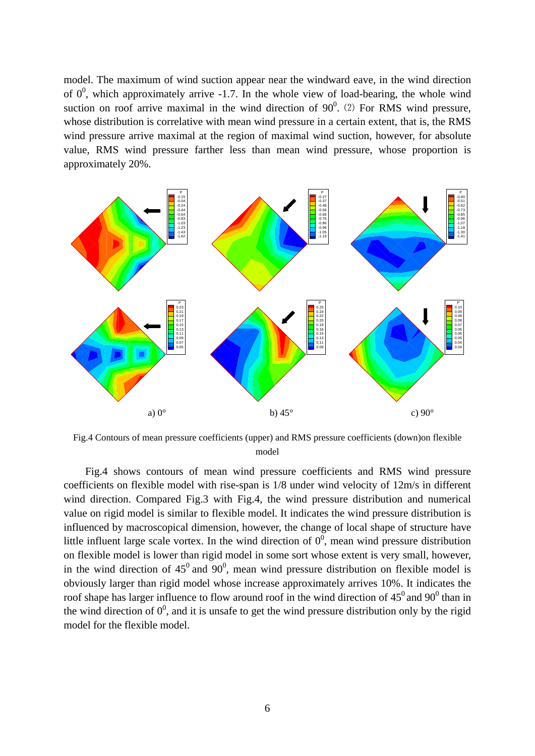model. The maximum of wind suction appear near the windward eave, in the wind direction of $0^0$, which approximately arrive -1.7. In the whole view of load-bearing, the whole wind suction on roof arrive maximal in the wind direction of $90^0$. (2) For RMS wind pressure, whose distribution is correlative with mean wind pressure in a certain extent, that is, the RMS wind pressure arrive maximal at the region of maximal wind suction, however, for absolute value, RMS wind pressure farther less than mean wind pressure, whose proportion is approximately 20%.

a) 0°　　　b) 45°　　　c) 90°

Fig.4 Contours of mean pressure coefficients (upper) and RMS pressure coefficients (down)on flexible model

Fig.4 shows contours of mean wind pressure coefficients and RMS wind pressure coefficients on flexible model with rise-span is 1/8 under wind velocity of 12m/s in different wind direction. Compared Fig.3 with Fig.4, the wind pressure distribution and numerical value on rigid model is similar to flexible model. It indicates the wind pressure distribution is influenced by macroscopical dimension, however, the change of local shape of structure have little influent large scale vortex. In the wind direction of $0^0$, mean wind pressure distribution on flexible model is lower than rigid model in some sort whose extent is very small, however, in the wind direction of $45^0$ and $90^0$, mean wind pressure distribution on flexible model is obviously larger than rigid model whose increase approximately arrives 10%. It indicates the roof shape has larger influence to flow around roof in the wind direction of $45^0$ and $90^0$ than in the wind direction of $0^0$, and it is unsafe to get the wind pressure distribution only by the rigid model for the flexible model.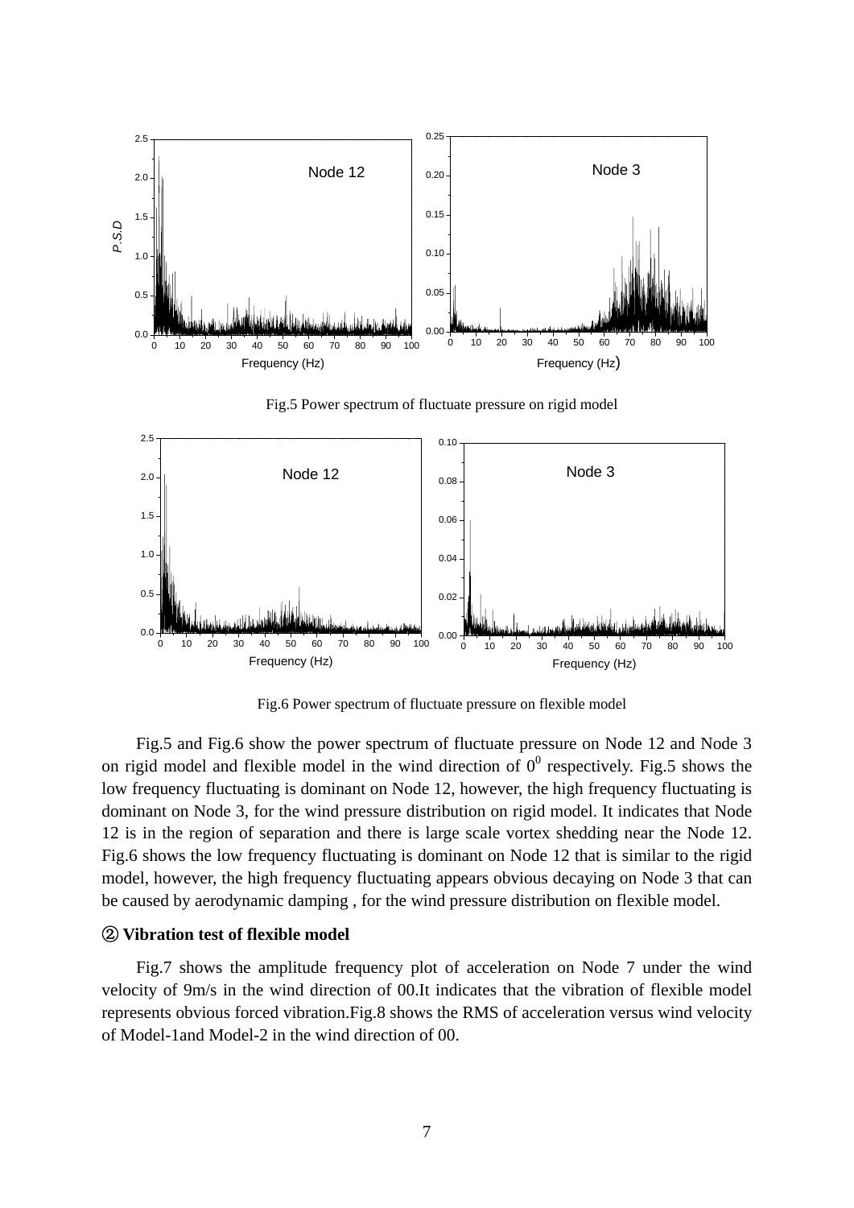Fig.5 Power spectrum of fluctuate pressure on rigid model

Fig.6 Power spectrum of fluctuate pressure on flexible model

Fig.5 and Fig.6 show the power spectrum of fluctuate pressure on Node 12 and Node 3 on rigid model and flexible model in the wind direction of $0^0$ respectively. Fig.5 shows the low frequency fluctuating is dominant on Node 12, however, the high frequency fluctuating is dominant on Node 3, for the wind pressure distribution on rigid model. It indicates that Node 12 is in the region of separation and there is large scale vortex shedding near the Node 12. Fig.6 shows the low frequency fluctuating is dominant on Node 12 that is similar to the rigid model, however, the high frequency fluctuating appears obvious decaying on Node 3 that can be caused by aerodynamic damping , for the wind pressure distribution on flexible model.

**② Vibration test of flexible model**

Fig.7 shows the amplitude frequency plot of acceleration on Node 7 under the wind velocity of 9m/s in the wind direction of 00.It indicates that the vibration of flexible model represents obvious forced vibration.Fig.8 shows the RMS of acceleration versus wind velocity of Model-1and Model-2 in the wind direction of 00.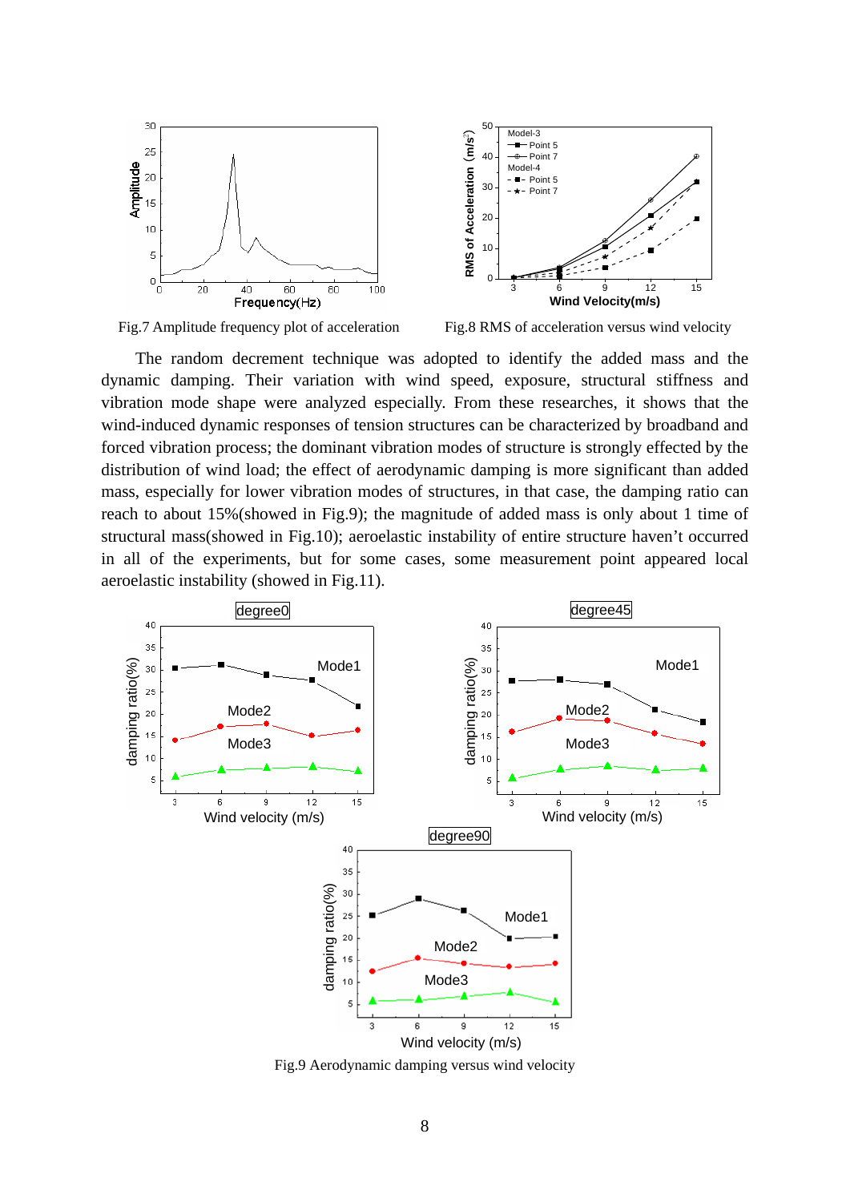Fig.7 Amplitude frequency plot of acceleration

Fig.8 RMS of acceleration versus wind velocity

The random decrement technique was adopted to identify the added mass and the dynamic damping. Their variation with wind speed, exposure, structural stiffness and vibration mode shape were analyzed especially. From these researches, it shows that the wind-induced dynamic responses of tension structures can be characterized by broadband and forced vibration process; the dominant vibration modes of structure is strongly effected by the distribution of wind load; the effect of aerodynamic damping is more significant than added mass, especially for lower vibration modes of structures, in that case, the damping ratio can reach to about 15%(showed in Fig.9); the magnitude of added mass is only about 1 time of structural mass(showed in Fig.10); aeroelastic instability of entire structure haven't occurred in all of the experiments, but for some cases, some measurement point appeared local aeroelastic instability (showed in Fig.11).

Fig.9 Aerodynamic damping versus wind velocity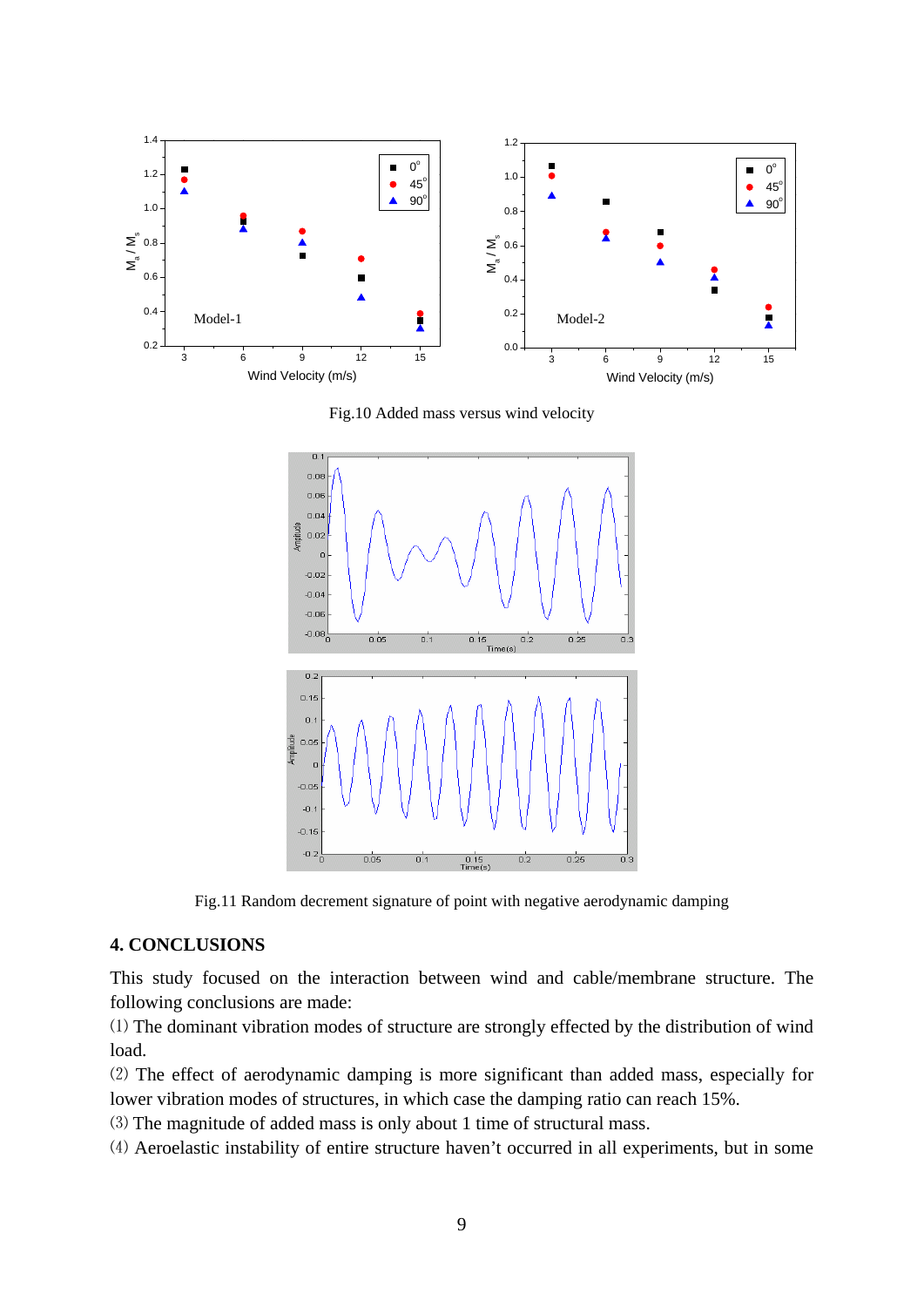Fig.10 Added mass versus wind velocity

Fig.11 Random decrement signature of point with negative aerodynamic damping

## 4. CONCLUSIONS

This study focused on the interaction between wind and cable/membrane structure. The following conclusions are made:

(1) The dominant vibration modes of structure are strongly effected by the distribution of wind load.

(2) The effect of aerodynamic damping is more significant than added mass, especially for lower vibration modes of structures, in which case the damping ratio can reach 15%.

(3) The magnitude of added mass is only about 1 time of structural mass.

(4) Aeroelastic instability of entire structure haven't occurred in all experiments, but in some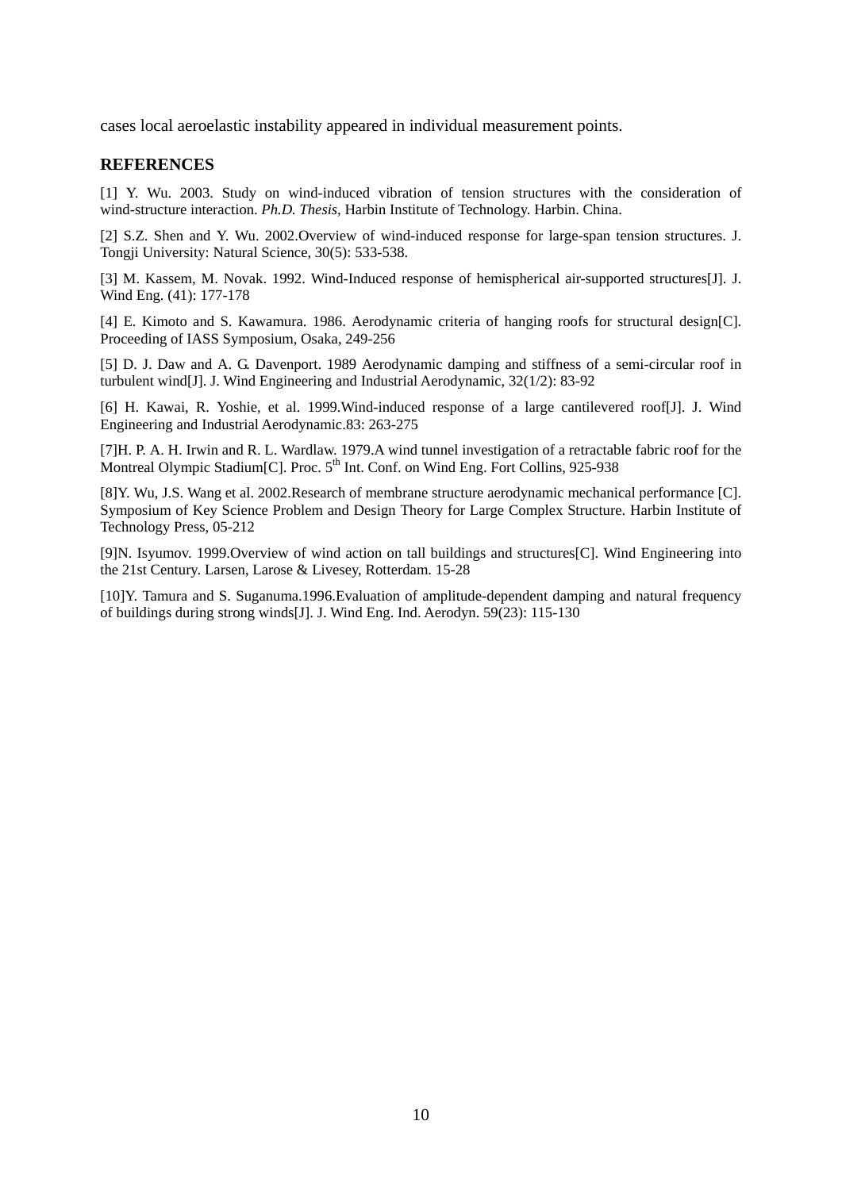cases local aeroelastic instability appeared in individual measurement points.

## REFERENCES

[1] Y. Wu. 2003. Study on wind-induced vibration of tension structures with the consideration of wind-structure interaction. *Ph.D. Thesis*, Harbin Institute of Technology. Harbin. China.

[2] S.Z. Shen and Y. Wu. 2002.Overview of wind-induced response for large-span tension structures. J. Tongji University: Natural Science, 30(5): 533-538.

[3] M. Kassem, M. Novak. 1992. Wind-Induced response of hemispherical air-supported structures[J]. J. Wind Eng. (41): 177-178

[4] E. Kimoto and S. Kawamura. 1986. Aerodynamic criteria of hanging roofs for structural design[C]. Proceeding of IASS Symposium, Osaka, 249-256

[5] D. J. Daw and A. G. Davenport. 1989 Aerodynamic damping and stiffness of a semi-circular roof in turbulent wind[J]. J. Wind Engineering and Industrial Aerodynamic, 32(1/2): 83-92

[6] H. Kawai, R. Yoshie, et al. 1999.Wind-induced response of a large cantilevered roof[J]. J. Wind Engineering and Industrial Aerodynamic.83: 263-275

[7]H. P. A. H. Irwin and R. L. Wardlaw. 1979.A wind tunnel investigation of a retractable fabric roof for the Montreal Olympic Stadium[C]. Proc. 5th Int. Conf. on Wind Eng. Fort Collins, 925-938

[8]Y. Wu, J.S. Wang et al. 2002.Research of membrane structure aerodynamic mechanical performance [C]. Symposium of Key Science Problem and Design Theory for Large Complex Structure. Harbin Institute of Technology Press, 05-212

[9]N. Isyumov. 1999.Overview of wind action on tall buildings and structures[C]. Wind Engineering into the 21st Century. Larsen, Larose & Livesey, Rotterdam. 15-28

[10]Y. Tamura and S. Suganuma.1996.Evaluation of amplitude-dependent damping and natural frequency of buildings during strong winds[J]. J. Wind Eng. Ind. Aerodyn. 59(23): 115-130